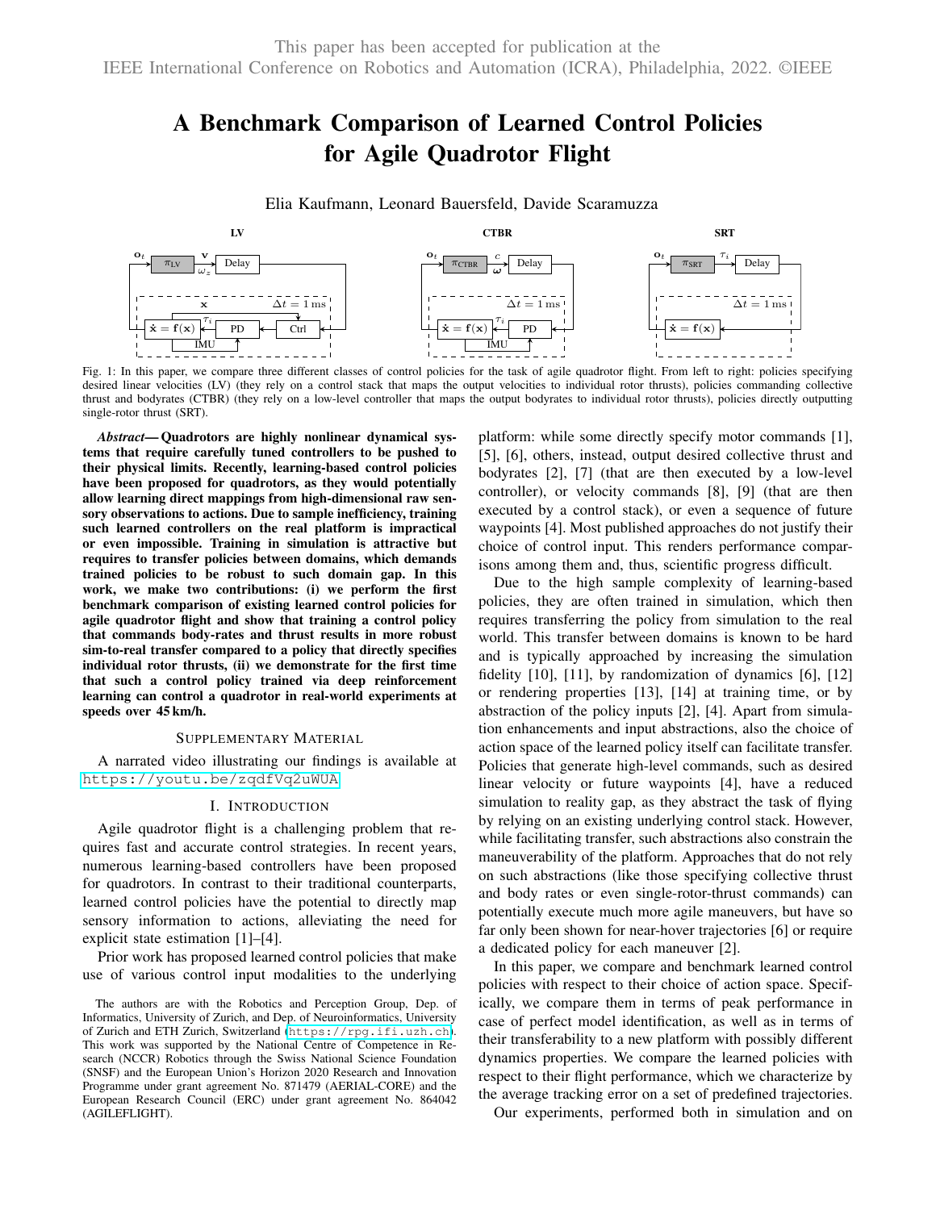This paper has been accepted for publication at the IEEE International Conference on Robotics and Automation (ICRA), Philadelphia, 2022. ©IEEE

# A Benchmark Comparison of Learned Control Policies for Agile Quadrotor Flight

Elia Kaufmann, Leonard Bauersfeld, Davide Scaramuzza

Fig. 1: In this paper, we compare three different classes of control policies for the task of agile quadrotor flight. From left to right: policies specifying desired linear velocities (LV) (they rely on a control stack that maps the output velocities to individual rotor thrusts), policies commanding collective thrust and bodyrates (CTBR) (they rely on a low-level controller that maps the output bodyrates to individual rotor thrusts), policies directly outputting single-rotor thrust (SRT).

***Abstract*— Quadrotors are highly nonlinear dynamical systems that require carefully tuned controllers to be pushed to their physical limits. Recently, learning-based control policies have been proposed for quadrotors, as they would potentially allow learning direct mappings from high-dimensional raw sensory observations to actions. Due to sample inefficiency, training such learned controllers on the real platform is impractical or even impossible. Training in simulation is attractive but requires to transfer policies between domains, which demands trained policies to be robust to such domain gap. In this work, we make two contributions: (i) we perform the first benchmark comparison of existing learned control policies for agile quadrotor flight and show that training a control policy that commands body-rates and thrust results in more robust sim-to-real transfer compared to a policy that directly specifies individual rotor thrusts, (ii) we demonstrate for the first time that such a control policy trained via deep reinforcement learning can control a quadrotor in real-world experiments at speeds over 45 km/h.**

## SUPPLEMENTARY MATERIAL

A narrated video illustrating our findings is available at https://youtu.be/zqdfVq2uWUA

## I. INTRODUCTION

Agile quadrotor flight is a challenging problem that requires fast and accurate control strategies. In recent years, numerous learning-based controllers have been proposed for quadrotors. In contrast to their traditional counterparts, learned control policies have the potential to directly map sensory information to actions, alleviating the need for explicit state estimation [1]–[4].

Prior work has proposed learned control policies that make use of various control input modalities to the underlying platform: while some directly specify motor commands [1], [5], [6], others, instead, output desired collective thrust and bodyrates [2], [7] (that are then executed by a low-level controller), or velocity commands [8], [9] (that are then executed by a control stack), or even a sequence of future waypoints [4]. Most published approaches do not justify their choice of control input. This renders performance comparisons among them and, thus, scientific progress difficult.

Due to the high sample complexity of learning-based policies, they are often trained in simulation, which then requires transferring the policy from simulation to the real world. This transfer between domains is known to be hard and is typically approached by increasing the simulation fidelity [10], [11], by randomization of dynamics [6], [12] or rendering properties [13], [14] at training time, or by abstraction of the policy inputs [2], [4]. Apart from simulation enhancements and input abstractions, also the choice of action space of the learned policy itself can facilitate transfer. Policies that generate high-level commands, such as desired linear velocity or future waypoints [4], have a reduced simulation to reality gap, as they abstract the task of flying by relying on an existing underlying control stack. However, while facilitating transfer, such abstractions also constrain the maneuverability of the platform. Approaches that do not rely on such abstractions (like those specifying collective thrust and body rates or even single-rotor-thrust commands) can potentially execute much more agile maneuvers, but have so far only been shown for near-hover trajectories [6] or require a dedicated policy for each maneuver [2].

In this paper, we compare and benchmark learned control policies with respect to their choice of action space. Specifically, we compare them in terms of peak performance in case of perfect model identification, as well as in terms of their transferability to a new platform with possibly different dynamics properties. We compare the learned policies with respect to their flight performance, which we characterize by the average tracking error on a set of predefined trajectories.

Our experiments, performed both in simulation and on

The authors are with the Robotics and Perception Group, Dep. of Informatics, University of Zurich, and Dep. of Neuroinformatics, University of Zurich and ETH Zurich, Switzerland (https://rpg.ifi.uzh.ch). This work was supported by the National Centre of Competence in Research (NCCR) Robotics through the Swiss National Science Foundation (SNSF) and the European Union's Horizon 2020 Research and Innovation Programme under grant agreement No. 871479 (AERIAL-CORE) and the European Research Council (ERC) under grant agreement No. 864042 (AGILEFLIGHT).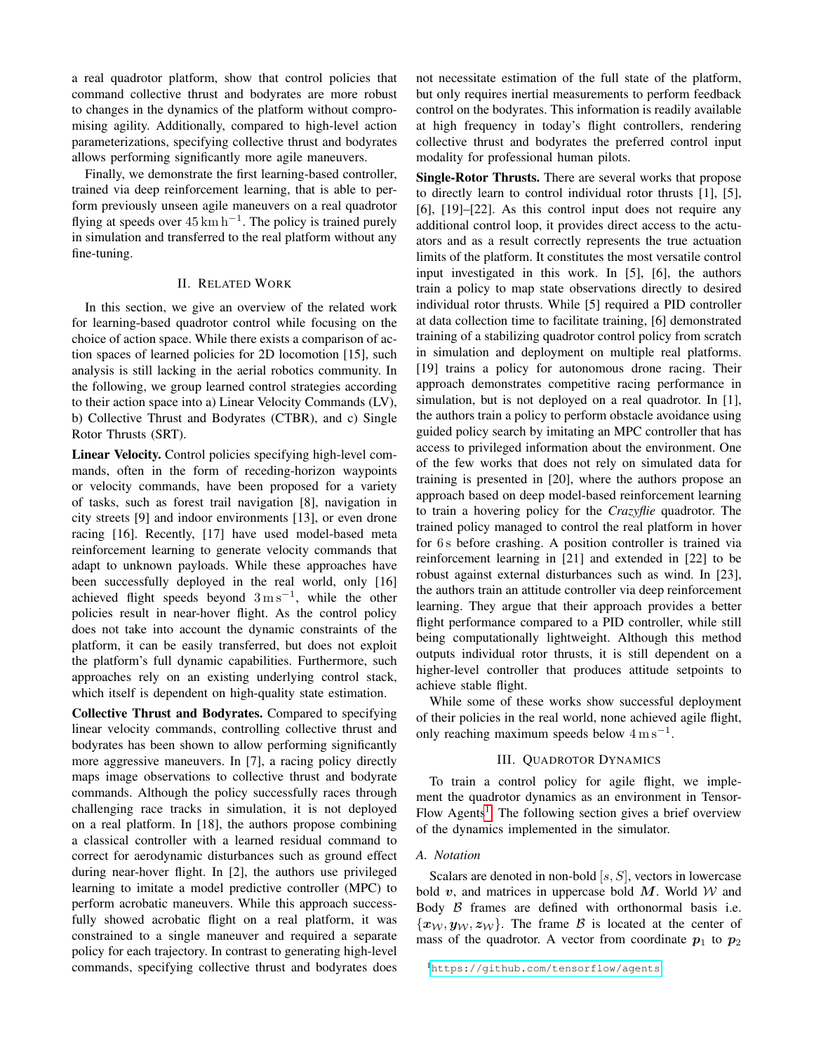a real quadrotor platform, show that control policies that command collective thrust and bodyrates are more robust to changes in the dynamics of the platform without compromising agility. Additionally, compared to high-level action parameterizations, specifying collective thrust and bodyrates allows performing significantly more agile maneuvers.

Finally, we demonstrate the first learning-based controller, trained via deep reinforcement learning, that is able to perform previously unseen agile maneuvers on a real quadrotor flying at speeds over $45\,\mathrm{km\,h^{-1}}$. The policy is trained purely in simulation and transferred to the real platform without any fine-tuning.

## II. Related Work

In this section, we give an overview of the related work for learning-based quadrotor control while focusing on the choice of action space. While there exists a comparison of action spaces of learned policies for 2D locomotion [15], such analysis is still lacking in the aerial robotics community. In the following, we group learned control strategies according to their action space into a) Linear Velocity Commands (LV), b) Collective Thrust and Bodyrates (CTBR), and c) Single Rotor Thrusts (SRT).

**Linear Velocity.** Control policies specifying high-level commands, often in the form of receding-horizon waypoints or velocity commands, have been proposed for a variety of tasks, such as forest trail navigation [8], navigation in city streets [9] and indoor environments [13], or even drone racing [16]. Recently, [17] have used model-based meta reinforcement learning to generate velocity commands that adapt to unknown payloads. While these approaches have been successfully deployed in the real world, only [16] achieved flight speeds beyond $3\,\mathrm{m\,s^{-1}}$, while the other policies result in near-hover flight. As the control policy does not take into account the dynamic constraints of the platform, it can be easily transferred, but does not exploit the platform's full dynamic capabilities. Furthermore, such approaches rely on an existing underlying control stack, which itself is dependent on high-quality state estimation.

**Collective Thrust and Bodyrates.** Compared to specifying linear velocity commands, controlling collective thrust and bodyrates has been shown to allow performing significantly more aggressive maneuvers. In [7], a racing policy directly maps image observations to collective thrust and bodyrate commands. Although the policy successfully races through challenging race tracks in simulation, it is not deployed on a real platform. In [18], the authors propose combining a classical controller with a learned residual command to correct for aerodynamic disturbances such as ground effect during near-hover flight. In [2], the authors use privileged learning to imitate a model predictive controller (MPC) to perform acrobatic maneuvers. While this approach successfully showed acrobatic flight on a real platform, it was constrained to a single maneuver and required a separate policy for each trajectory. In contrast to generating high-level commands, specifying collective thrust and bodyrates does not necessitate estimation of the full state of the platform, but only requires inertial measurements to perform feedback control on the bodyrates. This information is readily available at high frequency in today's flight controllers, rendering collective thrust and bodyrates the preferred control input modality for professional human pilots.

**Single-Rotor Thrusts.** There are several works that propose to directly learn to control individual rotor thrusts [1], [5], [6], [19]–[22]. As this control input does not require any additional control loop, it provides direct access to the actuators and as a result correctly represents the true actuation limits of the platform. It constitutes the most versatile control input investigated in this work. In [5], [6], the authors train a policy to map state observations directly to desired individual rotor thrusts. While [5] required a PID controller at data collection time to facilitate training, [6] demonstrated training of a stabilizing quadrotor control policy from scratch in simulation and deployment on multiple real platforms. [19] trains a policy for autonomous drone racing. Their approach demonstrates competitive racing performance in simulation, but is not deployed on a real quadrotor. In [1], the authors train a policy to perform obstacle avoidance using guided policy search by imitating an MPC controller that has access to privileged information about the environment. One of the few works that does not rely on simulated data for training is presented in [20], where the authors propose an approach based on deep model-based reinforcement learning to train a hovering policy for the *Crazyflie* quadrotor. The trained policy managed to control the real platform in hover for $6\,\mathrm{s}$ before crashing. A position controller is trained via reinforcement learning in [21] and extended in [22] to be robust against external disturbances such as wind. In [23], the authors train an attitude controller via deep reinforcement learning. They argue that their approach provides a better flight performance compared to a PID controller, while still being computationally lightweight. Although this method outputs individual rotor thrusts, it is still dependent on a higher-level controller that produces attitude setpoints to achieve stable flight.

While some of these works show successful deployment of their policies in the real world, none achieved agile flight, only reaching maximum speeds below $4\,\mathrm{m\,s^{-1}}$.

## III. Quadrotor Dynamics

To train a control policy for agile flight, we implement the quadrotor dynamics as an environment in TensorFlow Agents[1]. The following section gives a brief overview of the dynamics implemented in the simulator.

### A. Notation

Scalars are denoted in non-bold $[s, S]$, vectors in lowercase bold $\boldsymbol{v}$, and matrices in uppercase bold $\boldsymbol{M}$. World $\mathcal{W}$ and Body $\mathcal{B}$ frames are defined with orthonormal basis i.e. $\{\boldsymbol{x}_{\mathcal{W}}, \boldsymbol{y}_{\mathcal{W}}, \boldsymbol{z}_{\mathcal{W}}\}$. The frame $\mathcal{B}$ is located at the center of mass of the quadrotor. A vector from coordinate $\boldsymbol{p}_1$ to $\boldsymbol{p}_2$

[1] https://github.com/tensorflow/agents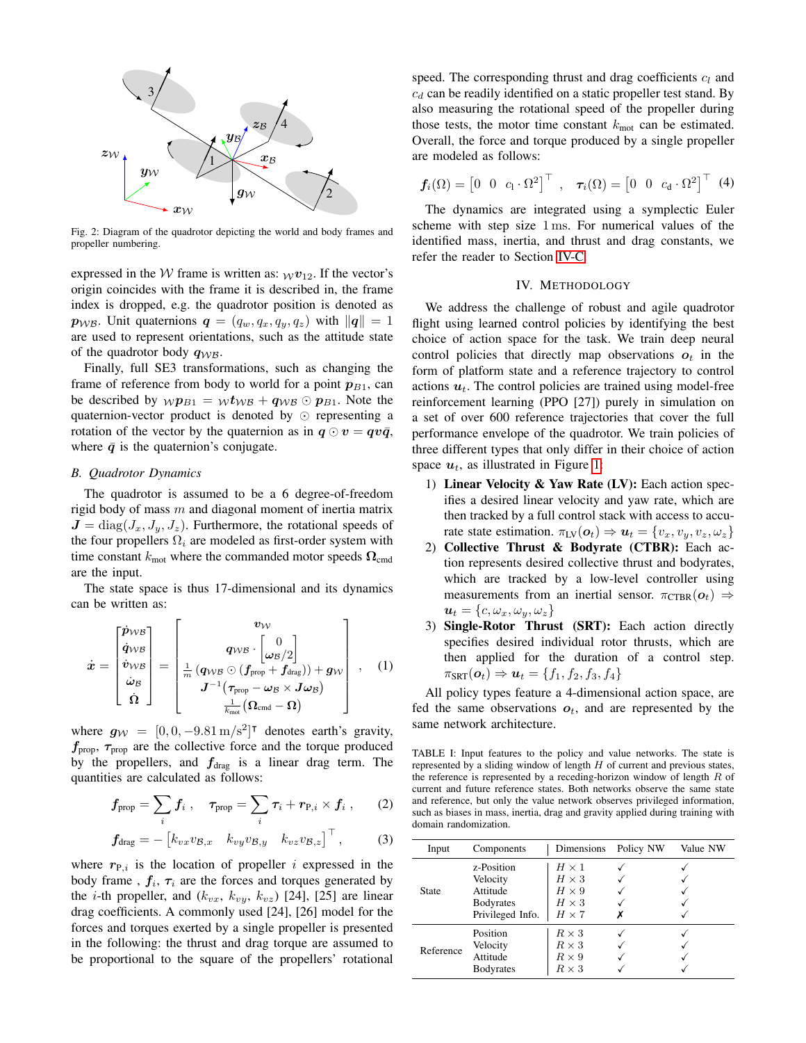Fig. 2: Diagram of the quadrotor depicting the world and body frames and propeller numbering.

expressed in the $\mathcal{W}$ frame is written as: ${}_{\mathcal{W}}\boldsymbol{v}_{12}$. If the vector's origin coincides with the frame it is described in, the frame index is dropped, e.g. the quadrotor position is denoted as $\boldsymbol{p}_{\mathcal{WB}}$. Unit quaternions $\boldsymbol{q} = (q_w, q_x, q_y, q_z)$ with $\|\boldsymbol{q}\| = 1$ are used to represent orientations, such as the attitude state of the quadrotor body $\boldsymbol{q}_{\mathcal{WB}}$.

Finally, full SE3 transformations, such as changing the frame of reference from body to world for a point $\boldsymbol{p}_{B1}$, can be described by ${}_{\mathcal{W}}\boldsymbol{p}_{B1} = {}_{\mathcal{W}}\boldsymbol{t}_{\mathcal{WB}} + \boldsymbol{q}_{\mathcal{WB}} \odot \boldsymbol{p}_{B1}$. Note the quaternion-vector product is denoted by $\odot$ representing a rotation of the vector by the quaternion as in $\boldsymbol{q} \odot \boldsymbol{v} = \boldsymbol{q}\boldsymbol{v}\bar{\boldsymbol{q}}$, where $\bar{\boldsymbol{q}}$ is the quaternion's conjugate.

### B. Quadrotor Dynamics

The quadrotor is assumed to be a 6 degree-of-freedom rigid body of mass $m$ and diagonal moment of inertia matrix $\boldsymbol{J} = \mathrm{diag}(J_x, J_y, J_z)$. Furthermore, the rotational speeds of the four propellers $\Omega_i$ are modeled as first-order system with time constant $k_{\text{mot}}$ where the commanded motor speeds $\boldsymbol{\Omega}_{\text{cmd}}$ are the input.

The state space is thus 17-dimensional and its dynamics can be written as:

$$\dot{\boldsymbol{x}} = \begin{bmatrix} \dot{\boldsymbol{p}}_{\mathcal{WB}} \\ \dot{\boldsymbol{q}}_{\mathcal{WB}} \\ \dot{\boldsymbol{v}}_{\mathcal{WB}} \\ \dot{\boldsymbol{\omega}}_{\mathcal{B}} \\ \dot{\boldsymbol{\Omega}} \end{bmatrix} = \begin{bmatrix} \boldsymbol{v}_{\mathcal{W}} \\ \boldsymbol{q}_{\mathcal{WB}} \cdot \begin{bmatrix} 0 \\ \boldsymbol{\omega}_{\mathcal{B}}/2 \end{bmatrix} \\ \frac{1}{m}\left(\boldsymbol{q}_{\mathcal{WB}} \odot (\boldsymbol{f}_{\text{prop}} + \boldsymbol{f}_{\text{drag}})\right) + \boldsymbol{g}_{\mathcal{W}} \\ \boldsymbol{J}^{-1}\left(\boldsymbol{\tau}_{\text{prop}} - \boldsymbol{\omega}_{\mathcal{B}} \times \boldsymbol{J}\boldsymbol{\omega}_{\mathcal{B}}\right) \\ \frac{1}{k_{\text{mot}}}\left(\boldsymbol{\Omega}_{\text{cmd}} - \boldsymbol{\Omega}\right) \end{bmatrix}, \quad (1)$$

where $\boldsymbol{g}_{\mathcal{W}} = [0, 0, -9.81\,\mathrm{m/s^2}]^\intercal$ denotes earth's gravity, $\boldsymbol{f}_{\text{prop}}$, $\boldsymbol{\tau}_{\text{prop}}$ are the collective force and the torque produced by the propellers, and $\boldsymbol{f}_{\text{drag}}$ is a linear drag term. The quantities are calculated as follows:

$$\boldsymbol{f}_{\text{prop}} = \sum_i \boldsymbol{f}_i\,, \quad \boldsymbol{\tau}_{\text{prop}} = \sum_i \boldsymbol{\tau}_i + \boldsymbol{r}_{\text{P},i} \times \boldsymbol{f}_i\,, \quad (2)$$

$$\boldsymbol{f}_{\text{drag}} = -\begin{bmatrix} k_{vx} v_{\mathcal{B},x} & k_{vy} v_{\mathcal{B},y} & k_{vz} v_{\mathcal{B},z} \end{bmatrix}^\top, \quad (3)$$

where $\boldsymbol{r}_{\text{P},i}$ is the location of propeller $i$ expressed in the body frame, $\boldsymbol{f}_i$, $\boldsymbol{\tau}_i$ are the forces and torques generated by the $i$-th propeller, and $(k_{vx}, k_{vy}, k_{vz})$ [24], [25] are linear drag coefficients. A commonly used [24], [26] model for the forces and torques exerted by a single propeller is presented in the following: the thrust and drag torque are assumed to be proportional to the square of the propellers' rotational speed. The corresponding thrust and drag coefficients $c_l$ and $c_d$ can be readily identified on a static propeller test stand. By also measuring the rotational speed of the propeller during those tests, the motor time constant $k_{\text{mot}}$ can be estimated. Overall, the force and torque produced by a single propeller are modeled as follows:

$$\boldsymbol{f}_i(\Omega) = \begin{bmatrix} 0 & 0 & c_\text{l} \cdot \Omega^2 \end{bmatrix}^\top, \quad \boldsymbol{\tau}_i(\Omega) = \begin{bmatrix} 0 & 0 & c_\text{d} \cdot \Omega^2 \end{bmatrix}^\top \quad (4)$$

The dynamics are integrated using a symplectic Euler scheme with step size 1 ms. For numerical values of the identified mass, inertia, and thrust and drag constants, we refer the reader to Section IV-C.

## IV. Methodology

We address the challenge of robust and agile quadrotor flight using learned control policies by identifying the best choice of action space for the task. We train deep neural control policies that directly map observations $\boldsymbol{o}_t$ in the form of platform state and a reference trajectory to control actions $\boldsymbol{u}_t$. The control policies are trained using model-free reinforcement learning (PPO [27]) purely in simulation on a set of over 600 reference trajectories that cover the full performance envelope of the quadrotor. We train policies of three different types that only differ in their choice of action space $\boldsymbol{u}_t$, as illustrated in Figure 1:

1) **Linear Velocity & Yaw Rate (LV):** Each action specifies a desired linear velocity and yaw rate, which are then tracked by a full control stack with access to accurate state estimation. $\pi_{\text{LV}}(\boldsymbol{o}_t) \Rightarrow \boldsymbol{u}_t = \{v_x, v_y, v_z, \omega_z\}$
2) **Collective Thrust & Bodyrate (CTBR):** Each action represents desired collective thrust and bodyrates, which are tracked by a low-level controller using measurements from an inertial sensor. $\pi_{\text{CTBR}}(\boldsymbol{o}_t) \Rightarrow \boldsymbol{u}_t = \{c, \omega_x, \omega_y, \omega_z\}$
3) **Single-Rotor Thrust (SRT):** Each action directly specifies desired individual rotor thrusts, which are then applied for the duration of a control step. $\pi_{\text{SRT}}(\boldsymbol{o}_t) \Rightarrow \boldsymbol{u}_t = \{f_1, f_2, f_3, f_4\}$

All policy types feature a 4-dimensional action space, are fed the same observations $\boldsymbol{o}_t$, and are represented by the same network architecture.

TABLE I: Input features to the policy and value networks. The state is represented by a sliding window of length $H$ of current and previous states, the reference is represented by a receding-horizon window of length $R$ of current and future reference states. Both networks observe the same state and reference, but only the value network observes privileged information, such as biases in mass, inertia, drag and gravity applied during training with domain randomization.

| Input | Components | Dimensions | Policy NW | Value NW |
|---|---|---|---|---|
| State | z-Position | $H \times 1$ | ✓ | ✓ |
| | Velocity | $H \times 3$ | ✓ | ✓ |
| | Attitude | $H \times 9$ | ✓ | ✓ |
| | Bodyrates | $H \times 3$ | ✓ | ✓ |
| | Privileged Info. | $H \times 7$ | ✗ | ✓ |
| Reference | Position | $R \times 3$ | ✓ | ✓ |
| | Velocity | $R \times 3$ | ✓ | ✓ |
| | Attitude | $R \times 9$ | ✓ | ✓ |
| | Bodyrates | $R \times 3$ | ✓ | ✓ |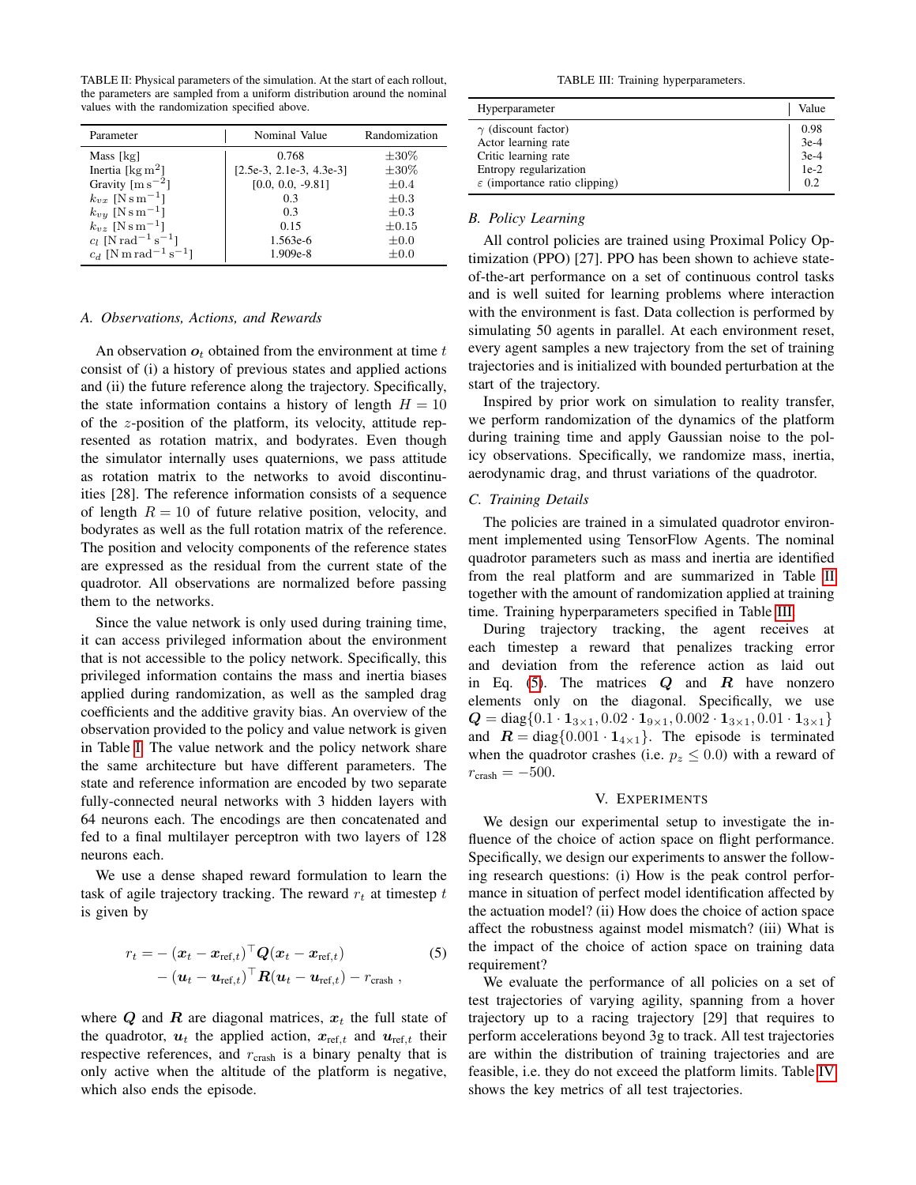TABLE II: Physical parameters of the simulation. At the start of each rollout, the parameters are sampled from a uniform distribution around the nominal values with the randomization specified above.

| Parameter | Nominal Value | Randomization |
|---|---|---|
| Mass [kg] | 0.768 | ±30% |
| Inertia [$\mathrm{kg\,m^2}$] | [2.5e-3, 2.1e-3, 4.3e-3] | ±30% |
| Gravity [$\mathrm{m\,s^{-2}}$] | [0.0, 0.0, -9.81] | ±0.4 |
| $k_{vx}$ [$\mathrm{N\,s\,m^{-1}}$] | 0.3 | ±0.3 |
| $k_{vy}$ [$\mathrm{N\,s\,m^{-1}}$] | 0.3 | ±0.3 |
| $k_{vz}$ [$\mathrm{N\,s\,m^{-1}}$] | 0.15 | ±0.15 |
| $c_l$ [$\mathrm{N\,rad^{-1}\,s^{-1}}$] | 1.563e-6 | ±0.0 |
| $c_d$ [$\mathrm{N\,m\,rad^{-1}\,s^{-1}}$] | 1.909e-8 | ±0.0 |

### A. Observations, Actions, and Rewards

An observation $\boldsymbol{o}_t$ obtained from the environment at time $t$ consist of (i) a history of previous states and applied actions and (ii) the future reference along the trajectory. Specifically, the state information contains a history of length $H = 10$ of the $z$-position of the platform, its velocity, attitude represented as rotation matrix, and bodyrates. Even though the simulator internally uses quaternions, we pass attitude as rotation matrix to the networks to avoid discontinuities [28]. The reference information consists of a sequence of length $R = 10$ of future relative position, velocity, and bodyrates as well as the full rotation matrix of the reference. The position and velocity components of the reference states are expressed as the residual from the current state of the quadrotor. All observations are normalized before passing them to the networks.

Since the value network is only used during training time, it can access privileged information about the environment that is not accessible to the policy network. Specifically, this privileged information contains the mass and inertia biases applied during randomization, as well as the sampled drag coefficients and the additive gravity bias. An overview of the observation provided to the policy and value network is given in Table I. The value network and the policy network share the same architecture but have different parameters. The state and reference information are encoded by two separate fully-connected neural networks with 3 hidden layers with 64 neurons each. The encodings are then concatenated and fed to a final multilayer perceptron with two layers of 128 neurons each.

We use a dense shaped reward formulation to learn the task of agile trajectory tracking. The reward $r_t$ at timestep $t$ is given by

$$r_t = -(\boldsymbol{x}_t - \boldsymbol{x}_{\text{ref},t})^\top \boldsymbol{Q}(\boldsymbol{x}_t - \boldsymbol{x}_{\text{ref},t}) \\ - (\boldsymbol{u}_t - \boldsymbol{u}_{\text{ref},t})^\top \boldsymbol{R}(\boldsymbol{u}_t - \boldsymbol{u}_{\text{ref},t}) - r_{\text{crash}} \,, \tag{5}$$

where $\boldsymbol{Q}$ and $\boldsymbol{R}$ are diagonal matrices, $\boldsymbol{x}_t$ the full state of the quadrotor, $\boldsymbol{u}_t$ the applied action, $\boldsymbol{x}_{\text{ref},t}$ and $\boldsymbol{u}_{\text{ref},t}$ their respective references, and $r_{\text{crash}}$ is a binary penalty that is only active when the altitude of the platform is negative, which also ends the episode.

TABLE III: Training hyperparameters.

| Hyperparameter | Value |
|---|---|
| $\gamma$ (discount factor) | 0.98 |
| Actor learning rate | 3e-4 |
| Critic learning rate | 3e-4 |
| Entropy regularization | 1e-2 |
| $\varepsilon$ (importance ratio clipping) | 0.2 |

### B. Policy Learning

All control policies are trained using Proximal Policy Optimization (PPO) [27]. PPO has been shown to achieve state-of-the-art performance on a set of continuous control tasks and is well suited for learning problems where interaction with the environment is fast. Data collection is performed by simulating 50 agents in parallel. At each environment reset, every agent samples a new trajectory from the set of training trajectories and is initialized with bounded perturbation at the start of the trajectory.

Inspired by prior work on simulation to reality transfer, we perform randomization of the dynamics of the platform during training time and apply Gaussian noise to the policy observations. Specifically, we randomize mass, inertia, aerodynamic drag, and thrust variations of the quadrotor.

### C. Training Details

The policies are trained in a simulated quadrotor environment implemented using TensorFlow Agents. The nominal quadrotor parameters such as mass and inertia are identified from the real platform and are summarized in Table II together with the amount of randomization applied at training time. Training hyperparameters specified in Table III.

During trajectory tracking, the agent receives at each timestep a reward that penalizes tracking error and deviation from the reference action as laid out in Eq. (5). The matrices $\boldsymbol{Q}$ and $\boldsymbol{R}$ have nonzero elements only on the diagonal. Specifically, we use $\boldsymbol{Q} = \text{diag}\{0.1 \cdot \mathbf{1}_{3\times1}, 0.02 \cdot \mathbf{1}_{9\times1}, 0.002 \cdot \mathbf{1}_{3\times1}, 0.01 \cdot \mathbf{1}_{3\times1}\}$ and $\boldsymbol{R} = \text{diag}\{0.001 \cdot \mathbf{1}_{4\times1}\}$. The episode is terminated when the quadrotor crashes (i.e. $p_z \leq 0.0$) with a reward of $r_{\text{crash}} = -500$.

## V. Experiments

We design our experimental setup to investigate the influence of the choice of action space on flight performance. Specifically, we design our experiments to answer the following research questions: (i) How is the peak control performance in situation of perfect model identification affected by the actuation model? (ii) How does the choice of action space affect the robustness against model mismatch? (iii) What is the impact of the choice of action space on training data requirement?

We evaluate the performance of all policies on a set of test trajectories of varying agility, spanning from a hover trajectory up to a racing trajectory [29] that requires to perform accelerations beyond 3g to track. All test trajectories are within the distribution of training trajectories and are feasible, i.e. they do not exceed the platform limits. Table IV shows the key metrics of all test trajectories.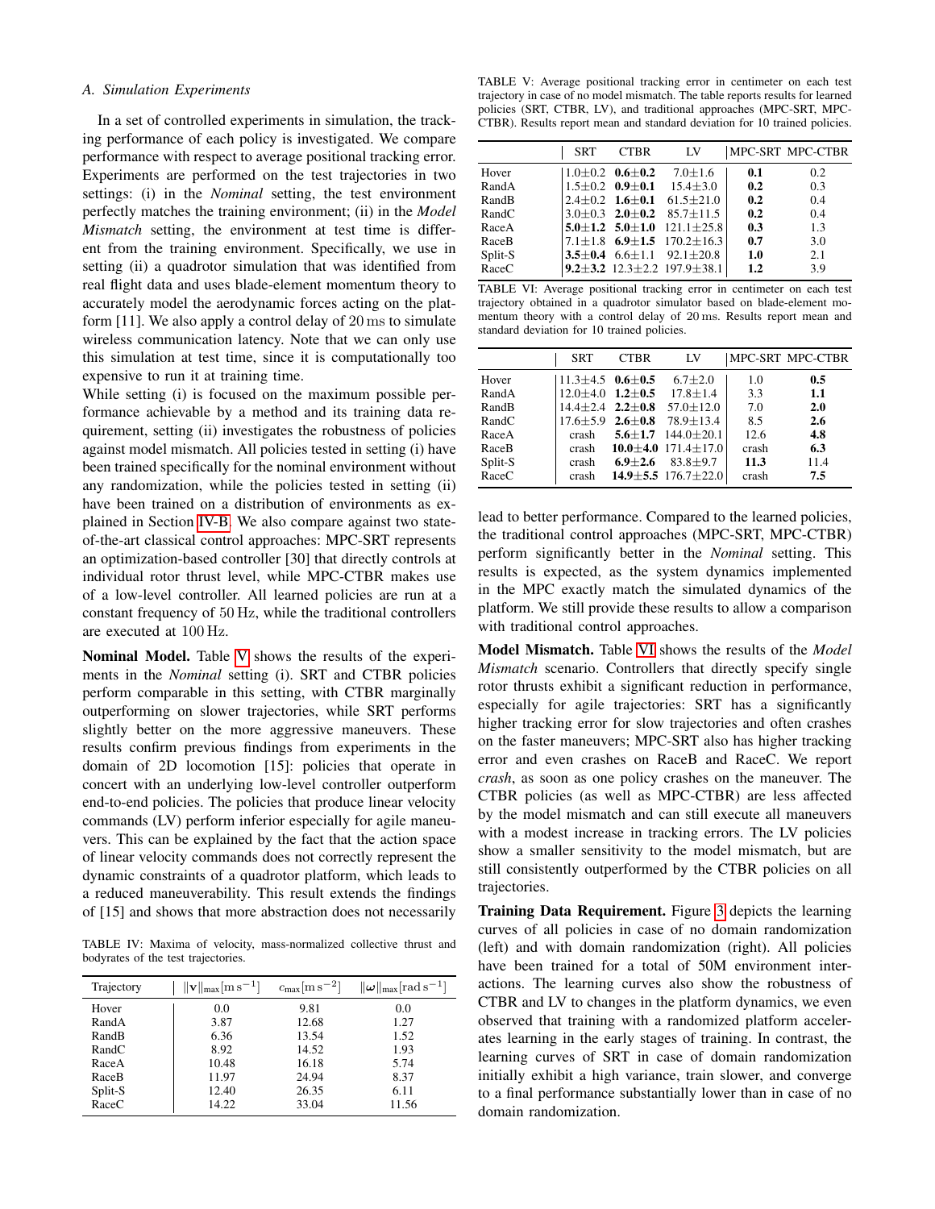### A. Simulation Experiments

In a set of controlled experiments in simulation, the tracking performance of each policy is investigated. We compare performance with respect to average positional tracking error. Experiments are performed on the test trajectories in two settings: (i) in the *Nominal* setting, the test environment perfectly matches the training environment; (ii) in the *Model Mismatch* setting, the environment at test time is different from the training environment. Specifically, we use in setting (ii) a quadrotor simulation that was identified from real flight data and uses blade-element momentum theory to accurately model the aerodynamic forces acting on the platform [11]. We also apply a control delay of 20 ms to simulate wireless communication latency. Note that we can only use this simulation at test time, since it is computationally too expensive to run it at training time.

While setting (i) is focused on the maximum possible performance achievable by a method and its training data requirement, setting (ii) investigates the robustness of policies against model mismatch. All policies tested in setting (i) have been trained specifically for the nominal environment without any randomization, while the policies tested in setting (ii) have been trained on a distribution of environments as explained in Section IV-B. We also compare against two state-of-the-art classical control approaches: MPC-SRT represents an optimization-based controller [30] that directly controls at individual rotor thrust level, while MPC-CTBR makes use of a low-level controller. All learned policies are run at a constant frequency of 50 Hz, while the traditional controllers are executed at 100 Hz.

**Nominal Model.** Table V shows the results of the experiments in the *Nominal* setting (i). SRT and CTBR policies perform comparable in this setting, with CTBR marginally outperforming on slower trajectories, while SRT performs slightly better on the more aggressive maneuvers. These results confirm previous findings from experiments in the domain of 2D locomotion [15]: policies that operate in concert with an underlying low-level controller outperform end-to-end policies. The policies that produce linear velocity commands (LV) perform inferior especially for agile maneuvers. This can be explained by the fact that the action space of linear velocity commands does not correctly represent the dynamic constraints of a quadrotor platform, which leads to a reduced maneuverability. This result extends the findings of [15] and shows that more abstraction does not necessarily lead to better performance. Compared to the learned policies, the traditional control approaches (MPC-SRT, MPC-CTBR) perform significantly better in the *Nominal* setting. This results is expected, as the system dynamics implemented in the MPC exactly match the simulated dynamics of the platform. We still provide these results to allow a comparison with traditional control approaches.

TABLE IV: Maxima of velocity, mass-normalized collective thrust and bodyrates of the test trajectories.

| Trajectory | $\|\mathbf{v}\|_{\max}[\mathrm{m\,s^{-1}}]$ | $c_{\max}[\mathrm{m\,s^{-2}}]$ | $\|\boldsymbol{\omega}\|_{\max}[\mathrm{rad\,s^{-1}}]$ |
|---|---|---|---|
| Hover | 0.0 | 9.81 | 0.0 |
| RandA | 3.87 | 12.68 | 1.27 |
| RandB | 6.36 | 13.54 | 1.52 |
| RandC | 8.92 | 14.52 | 1.93 |
| RaceA | 10.48 | 16.18 | 5.74 |
| RaceB | 11.97 | 24.94 | 8.37 |
| Split-S | 12.40 | 26.35 | 6.11 |
| RaceC | 14.22 | 33.04 | 11.56 |

TABLE V: Average positional tracking error in centimeter on each test trajectory in case of no model mismatch. The table reports results for learned policies (SRT, CTBR, LV), and traditional approaches (MPC-SRT, MPC-CTBR). Results report mean and standard deviation for 10 trained policies.

| | SRT | CTBR | LV | MPC-SRT | MPC-CTBR |
|---|---|---|---|---|---|
| Hover | 1.0±0.2 | **0.6±0.2** | 7.0±1.6 | **0.1** | 0.2 |
| RandA | 1.5±0.2 | **0.9±0.1** | 15.4±3.0 | **0.2** | 0.3 |
| RandB | 2.4±0.2 | **1.6±0.1** | 61.5±21.0 | **0.2** | 0.4 |
| RandC | 3.0±0.3 | **2.0±0.2** | 85.7±11.5 | **0.2** | 0.4 |
| RaceA | **5.0±1.2** | **5.0±1.0** | 121.1±25.8 | **0.3** | 1.3 |
| RaceB | 7.1±1.8 | **6.9±1.5** | 170.2±16.3 | **0.7** | 3.0 |
| Split-S | **3.5±0.4** | 6.6±1.1 | 92.1±20.8 | **1.0** | 2.1 |
| RaceC | **9.2±3.2** | 12.3±2.2 | 197.9±38.1 | **1.2** | 3.9 |

TABLE VI: Average positional tracking error in centimeter on each test trajectory obtained in a quadrotor simulator based on blade-element momentum theory with a control delay of 20 ms. Results report mean and standard deviation for 10 trained policies.

| | SRT | CTBR | LV | MPC-SRT | MPC-CTBR |
|---|---|---|---|---|---|
| Hover | 11.3±4.5 | **0.6±0.5** | 6.7±2.0 | 1.0 | **0.5** |
| RandA | 12.0±4.0 | **1.2±0.5** | 17.8±1.4 | 3.3 | **1.1** |
| RandB | 14.4±2.4 | **2.2±0.8** | 57.0±12.0 | 7.0 | **2.0** |
| RandC | 17.6±5.9 | **2.6±0.8** | 78.9±13.4 | 8.5 | **2.6** |
| RaceA | crash | **5.6±1.7** | 144.0±20.1 | 12.6 | **4.8** |
| RaceB | crash | **10.0±4.0** | 171.4±17.0 | crash | **6.3** |
| Split-S | crash | **6.9±2.6** | 83.8±9.7 | **11.3** | 11.4 |
| RaceC | crash | **14.9±5.5** | 176.7±22.0 | crash | **7.5** |

**Model Mismatch.** Table VI shows the results of the *Model Mismatch* scenario. Controllers that directly specify single rotor thrusts exhibit a significant reduction in performance, especially for agile trajectories: SRT has a significantly higher tracking error for slow trajectories and often crashes on the faster maneuvers; MPC-SRT also has higher tracking error and even crashes on RaceB and RaceC. We report *crash*, as soon as one policy crashes on the maneuver. The CTBR policies (as well as MPC-CTBR) are less affected by the model mismatch and can still execute all maneuvers with a modest increase in tracking errors. The LV policies show a smaller sensitivity to the model mismatch, but are still consistently outperformed by the CTBR policies on all trajectories.

**Training Data Requirement.** Figure 3 depicts the learning curves of all policies in case of no domain randomization (left) and with domain randomization (right). All policies have been trained for a total of 50M environment interactions. The learning curves also show the robustness of CTBR and LV to changes in the platform dynamics, we even observed that training with a randomized platform accelerates learning in the early stages of training. In contrast, the learning curves of SRT in case of domain randomization initially exhibit a high variance, train slower, and converge to a final performance substantially lower than in case of no domain randomization.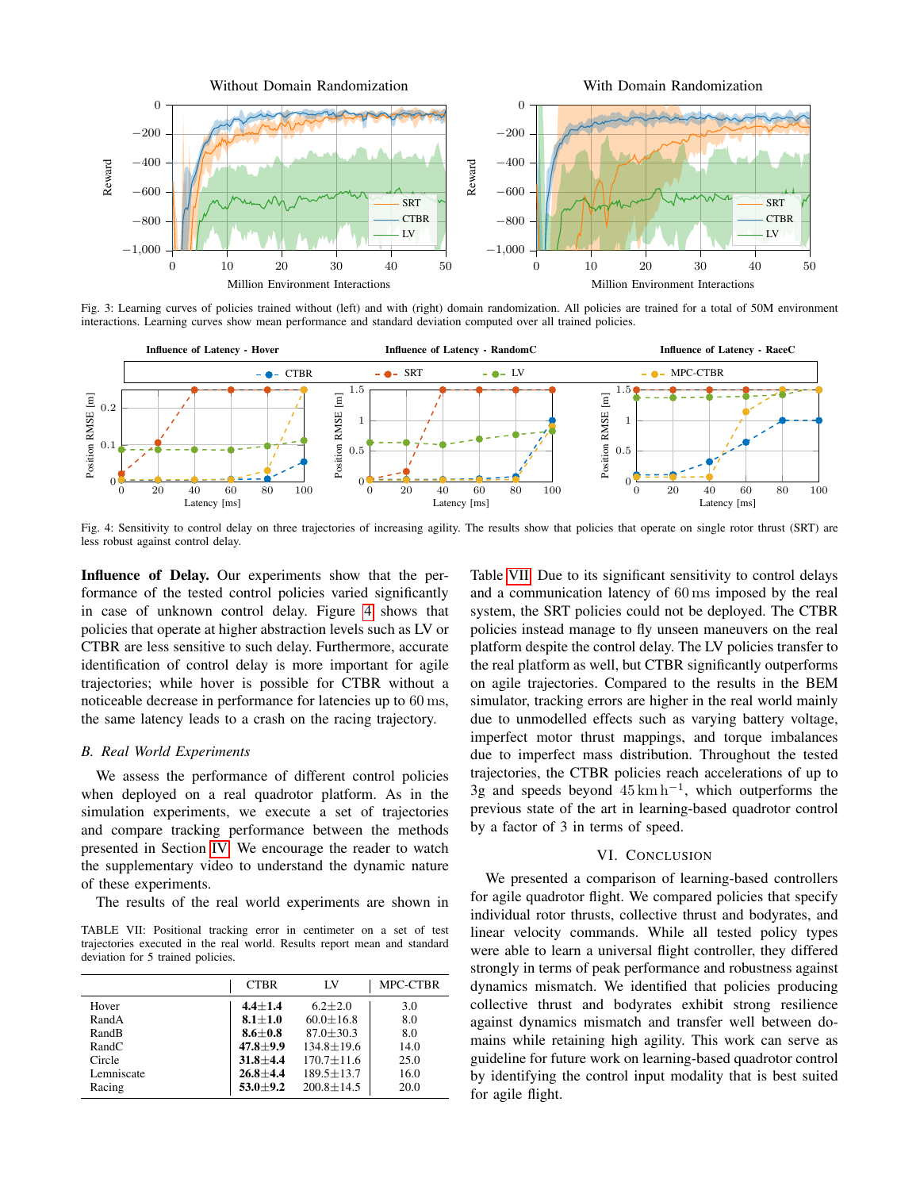Fig. 3: Learning curves of policies trained without (left) and with (right) domain randomization. All policies are trained for a total of 50M environment interactions. Learning curves show mean performance and standard deviation computed over all trained policies.

Fig. 4: Sensitivity to control delay on three trajectories of increasing agility. The results show that policies that operate on single rotor thrust (SRT) are less robust against control delay.

**Influence of Delay.** Our experiments show that the performance of the tested control policies varied significantly in case of unknown control delay. Figure 4 shows that policies that operate at higher abstraction levels such as LV or CTBR are less sensitive to such delay. Furthermore, accurate identification of control delay is more important for agile trajectories; while hover is possible for CTBR without a noticeable decrease in performance for latencies up to 60 ms, the same latency leads to a crash on the racing trajectory.

## B. Real World Experiments

We assess the performance of different control policies when deployed on a real quadrotor platform. As in the simulation experiments, we execute a set of trajectories and compare tracking performance between the methods presented in Section IV. We encourage the reader to watch the supplementary video to understand the dynamic nature of these experiments.

The results of the real world experiments are shown in Table VII. Due to its significant sensitivity to control delays and a communication latency of 60 ms imposed by the real system, the SRT policies could not be deployed. The CTBR policies instead manage to fly unseen maneuvers on the real platform despite the control delay. The LV policies transfer to the real platform as well, but CTBR significantly outperforms on agile trajectories. Compared to the results in the BEM simulator, tracking errors are higher in the real world mainly due to unmodelled effects such as varying battery voltage, imperfect motor thrust mappings, and torque imbalances due to imperfect mass distribution. Throughout the tested trajectories, the CTBR policies reach accelerations of up to 3g and speeds beyond $45\,\mathrm{km\,h^{-1}}$, which outperforms the previous state of the art in learning-based quadrotor control by a factor of 3 in terms of speed.

TABLE VII: Positional tracking error in centimeter on a set of test trajectories executed in the real world. Results report mean and standard deviation for 5 trained policies.

| | CTBR | LV | MPC-CTBR |
|---|---|---|---|
| Hover | **4.4±1.4** | 6.2±2.0 | 3.0 |
| RandA | **8.1±1.0** | 60.0±16.8 | 8.0 |
| RandB | **8.6±0.8** | 87.0±30.3 | 8.0 |
| RandC | **47.8±9.9** | 134.8±19.6 | 14.0 |
| Circle | **31.8±4.4** | 170.7±11.6 | 25.0 |
| Lemniscate | **26.8±4.4** | 189.5±13.7 | 16.0 |
| Racing | **53.0±9.2** | 200.8±14.5 | 20.0 |

## VI. Conclusion

We presented a comparison of learning-based controllers for agile quadrotor flight. We compared policies that specify individual rotor thrusts, collective thrust and bodyrates, and linear velocity commands. While all tested policy types were able to learn a universal flight controller, they differed strongly in terms of peak performance and robustness against dynamics mismatch. We identified that policies producing collective thrust and bodyrates exhibit strong resilience against dynamics mismatch and transfer well between domains while retaining high agility. This work can serve as guideline for future work on learning-based quadrotor control by identifying the control input modality that is best suited for agile flight.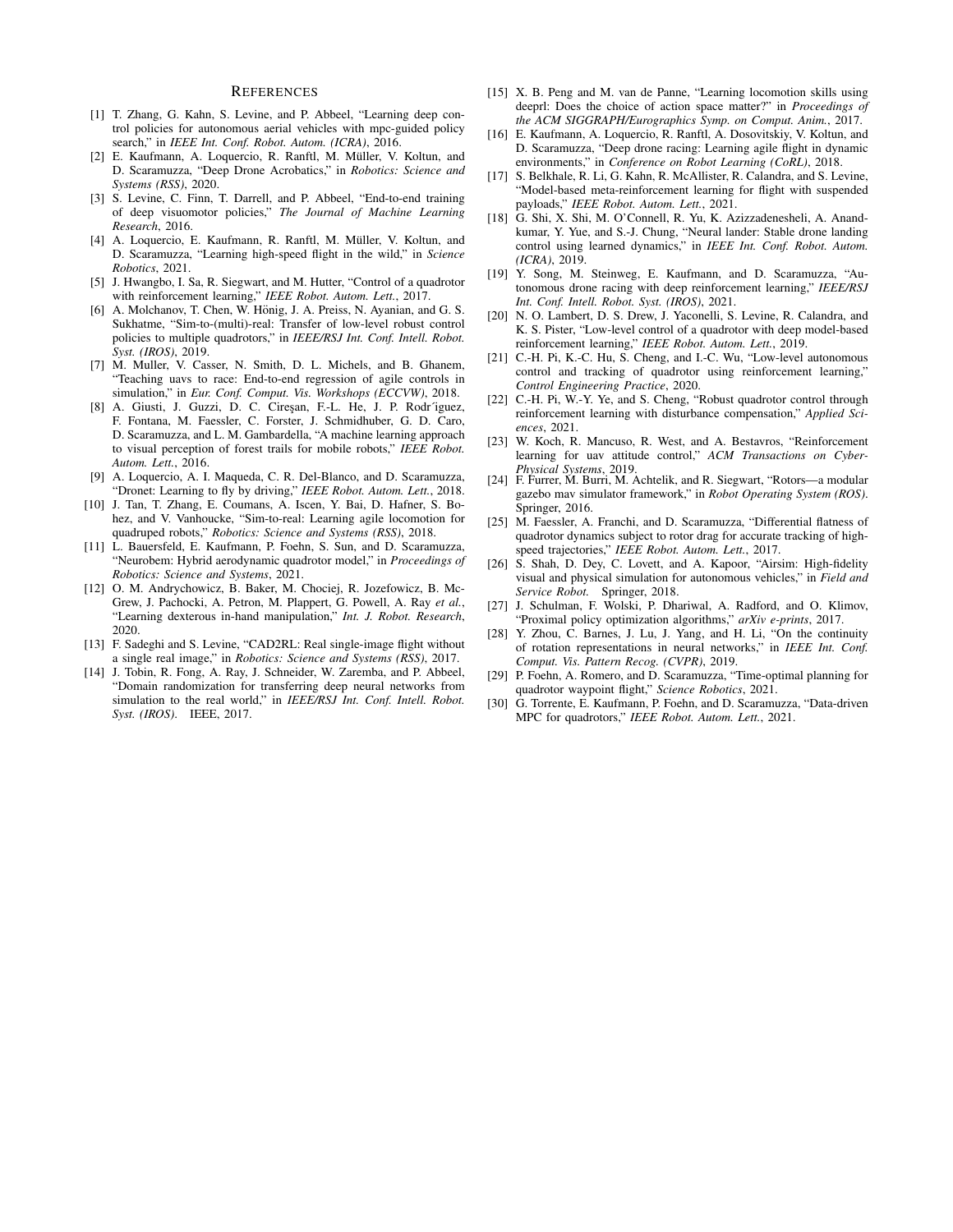## REFERENCES

[1] T. Zhang, G. Kahn, S. Levine, and P. Abbeel, "Learning deep control policies for autonomous aerial vehicles with mpc-guided policy search," in *IEEE Int. Conf. Robot. Autom. (ICRA)*, 2016.

[2] E. Kaufmann, A. Loquercio, R. Ranftl, M. Müller, V. Koltun, and D. Scaramuzza, "Deep Drone Acrobatics," in *Robotics: Science and Systems (RSS)*, 2020.

[3] S. Levine, C. Finn, T. Darrell, and P. Abbeel, "End-to-end training of deep visuomotor policies," *The Journal of Machine Learning Research*, 2016.

[4] A. Loquercio, E. Kaufmann, R. Ranftl, M. Müller, V. Koltun, and D. Scaramuzza, "Learning high-speed flight in the wild," in *Science Robotics*, 2021.

[5] J. Hwangbo, I. Sa, R. Siegwart, and M. Hutter, "Control of a quadrotor with reinforcement learning," *IEEE Robot. Autom. Lett.*, 2017.

[6] A. Molchanov, T. Chen, W. Hönig, J. A. Preiss, N. Ayanian, and G. S. Sukhatme, "Sim-to-(multi)-real: Transfer of low-level robust control policies to multiple quadrotors," in *IEEE/RSJ Int. Conf. Intell. Robot. Syst. (IROS)*, 2019.

[7] M. Muller, V. Casser, N. Smith, D. L. Michels, and B. Ghanem, "Teaching uavs to race: End-to-end regression of agile controls in simulation," in *Eur. Conf. Comput. Vis. Workshops (ECCVW)*, 2018.

[8] A. Giusti, J. Guzzi, D. C. Cireşan, F.-L. He, J. P. Rodŕiguez, F. Fontana, M. Faessler, C. Forster, J. Schmidhuber, G. D. Caro, D. Scaramuzza, and L. M. Gambardella, "A machine learning approach to visual perception of forest trails for mobile robots," *IEEE Robot. Autom. Lett.*, 2016.

[9] A. Loquercio, A. I. Maqueda, C. R. Del-Blanco, and D. Scaramuzza, "Dronet: Learning to fly by driving," *IEEE Robot. Autom. Lett.*, 2018.

[10] J. Tan, T. Zhang, E. Coumans, A. Iscen, Y. Bai, D. Hafner, S. Bohez, and V. Vanhoucke, "Sim-to-real: Learning agile locomotion for quadruped robots," *Robotics: Science and Systems (RSS)*, 2018.

[11] L. Bauersfeld, E. Kaufmann, P. Foehn, S. Sun, and D. Scaramuzza, "Neurobem: Hybrid aerodynamic quadrotor model," in *Proceedings of Robotics: Science and Systems*, 2021.

[12] O. M. Andrychowicz, B. Baker, M. Chociej, R. Jozefowicz, B. McGrew, J. Pachocki, A. Petron, M. Plappert, G. Powell, A. Ray *et al.*, "Learning dexterous in-hand manipulation," *Int. J. Robot. Research*, 2020.

[13] F. Sadeghi and S. Levine, "CAD2RL: Real single-image flight without a single real image," in *Robotics: Science and Systems (RSS)*, 2017.

[14] J. Tobin, R. Fong, A. Ray, J. Schneider, W. Zaremba, and P. Abbeel, "Domain randomization for transferring deep neural networks from simulation to the real world," in *IEEE/RSJ Int. Conf. Intell. Robot. Syst. (IROS)*. IEEE, 2017.

[15] X. B. Peng and M. van de Panne, "Learning locomotion skills using deeprl: Does the choice of action space matter?" in *Proceedings of the ACM SIGGRAPH/Eurographics Symp. on Comput. Anim.*, 2017.

[16] E. Kaufmann, A. Loquercio, R. Ranftl, A. Dosovitskiy, V. Koltun, and D. Scaramuzza, "Deep drone racing: Learning agile flight in dynamic environments," in *Conference on Robot Learning (CoRL)*, 2018.

[17] S. Belkhale, R. Li, G. Kahn, R. McAllister, R. Calandra, and S. Levine, "Model-based meta-reinforcement learning for flight with suspended payloads," *IEEE Robot. Autom. Lett.*, 2021.

[18] G. Shi, X. Shi, M. O'Connell, R. Yu, K. Azizzadenesheli, A. Anandkumar, Y. Yue, and S.-J. Chung, "Neural lander: Stable drone landing control using learned dynamics," in *IEEE Int. Conf. Robot. Autom. (ICRA)*, 2019.

[19] Y. Song, M. Steinweg, E. Kaufmann, and D. Scaramuzza, "Autonomous drone racing with deep reinforcement learning," *IEEE/RSJ Int. Conf. Intell. Robot. Syst. (IROS)*, 2021.

[20] N. O. Lambert, D. S. Drew, J. Yaconelli, S. Levine, R. Calandra, and K. S. Pister, "Low-level control of a quadrotor with deep model-based reinforcement learning," *IEEE Robot. Autom. Lett.*, 2019.

[21] C.-H. Pi, K.-C. Hu, S. Cheng, and I.-C. Wu, "Low-level autonomous control and tracking of quadrotor using reinforcement learning," *Control Engineering Practice*, 2020.

[22] C.-H. Pi, W.-Y. Ye, and S. Cheng, "Robust quadrotor control through reinforcement learning with disturbance compensation," *Applied Sciences*, 2021.

[23] W. Koch, R. Mancuso, R. West, and A. Bestavros, "Reinforcement learning for uav attitude control," *ACM Transactions on Cyber-Physical Systems*, 2019.

[24] F. Furrer, M. Burri, M. Achtelik, and R. Siegwart, "Rotors—a modular gazebo mav simulator framework," in *Robot Operating System (ROS)*. Springer, 2016.

[25] M. Faessler, A. Franchi, and D. Scaramuzza, "Differential flatness of quadrotor dynamics subject to rotor drag for accurate tracking of high-speed trajectories," *IEEE Robot. Autom. Lett.*, 2017.

[26] S. Shah, D. Dey, C. Lovett, and A. Kapoor, "Airsim: High-fidelity visual and physical simulation for autonomous vehicles," in *Field and Service Robot.* Springer, 2018.

[27] J. Schulman, F. Wolski, P. Dhariwal, A. Radford, and O. Klimov, "Proximal policy optimization algorithms," *arXiv e-prints*, 2017.

[28] Y. Zhou, C. Barnes, J. Lu, J. Yang, and H. Li, "On the continuity of rotation representations in neural networks," in *IEEE Int. Conf. Comput. Vis. Pattern Recog. (CVPR)*, 2019.

[29] P. Foehn, A. Romero, and D. Scaramuzza, "Time-optimal planning for quadrotor waypoint flight," *Science Robotics*, 2021.

[30] G. Torrente, E. Kaufmann, P. Foehn, and D. Scaramuzza, "Data-driven MPC for quadrotors," *IEEE Robot. Autom. Lett.*, 2021.